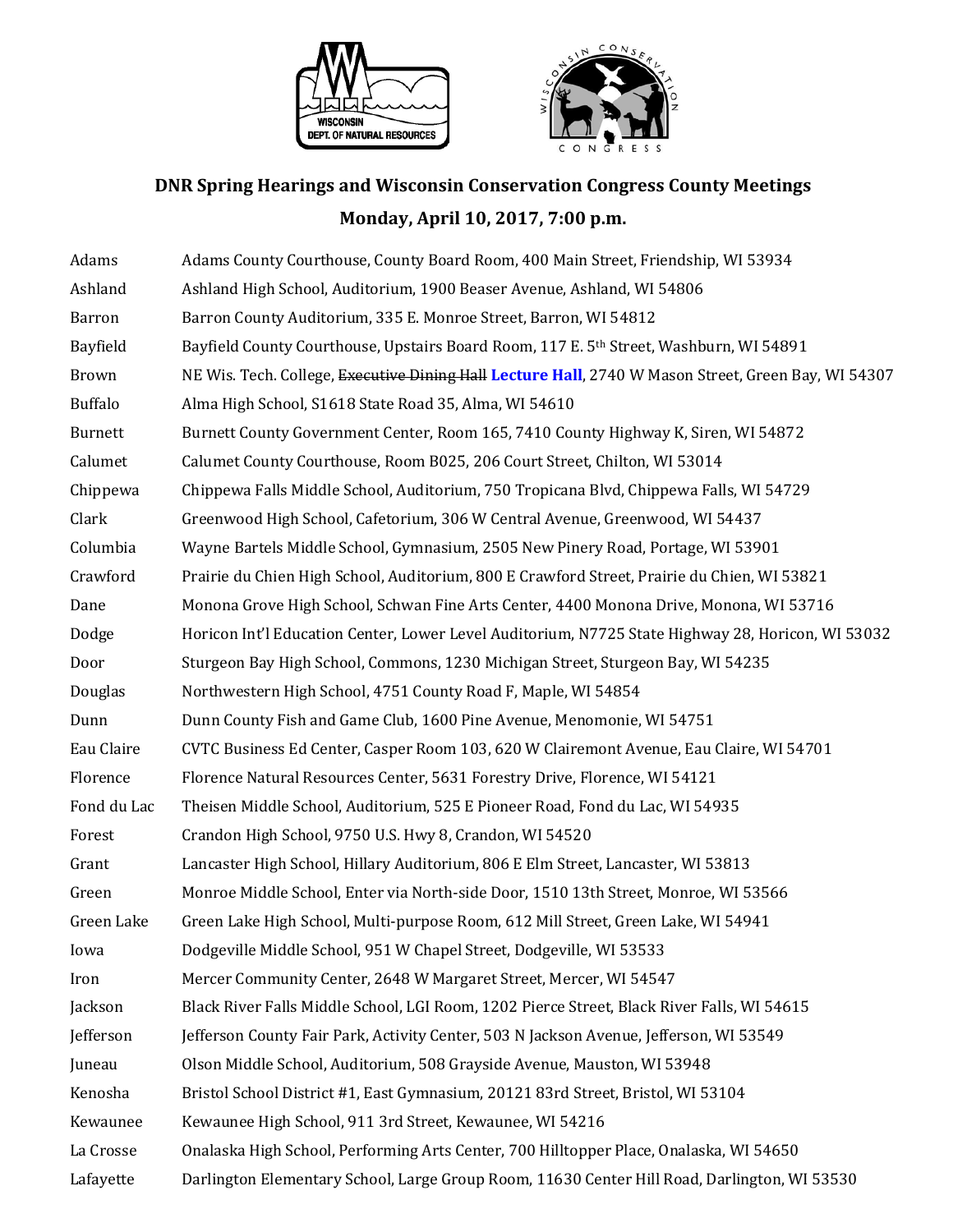## DNR Spring Hearings and Wisconsin Conservation Congress County Meetings

## Monday, April 10, 2017, 7:00 p.m.

| | |
|---|---|
| Adams | Adams County Courthouse, County Board Room, 400 Main Street, Friendship, WI 53934 |
| Ashland | Ashland High School, Auditorium, 1900 Beaser Avenue, Ashland, WI 54806 |
| Barron | Barron County Auditorium, 335 E. Monroe Street, Barron, WI 54812 |
| Bayfield | Bayfield County Courthouse, Upstairs Board Room, 117 E. 5th Street, Washburn, WI 54891 |
| Brown | NE Wis. Tech. College, ~~Executive Dining Hall~~ **Lecture Hall**, 2740 W Mason Street, Green Bay, WI 54307 |
| Buffalo | Alma High School, S1618 State Road 35, Alma, WI 54610 |
| Burnett | Burnett County Government Center, Room 165, 7410 County Highway K, Siren, WI 54872 |
| Calumet | Calumet County Courthouse, Room B025, 206 Court Street, Chilton, WI 53014 |
| Chippewa | Chippewa Falls Middle School, Auditorium, 750 Tropicana Blvd, Chippewa Falls, WI 54729 |
| Clark | Greenwood High School, Cafetorium, 306 W Central Avenue, Greenwood, WI 54437 |
| Columbia | Wayne Bartels Middle School, Gymnasium, 2505 New Pinery Road, Portage, WI 53901 |
| Crawford | Prairie du Chien High School, Auditorium, 800 E Crawford Street, Prairie du Chien, WI 53821 |
| Dane | Monona Grove High School, Schwan Fine Arts Center, 4400 Monona Drive, Monona, WI 53716 |
| Dodge | Horicon Int'l Education Center, Lower Level Auditorium, N7725 State Highway 28, Horicon, WI 53032 |
| Door | Sturgeon Bay High School, Commons, 1230 Michigan Street, Sturgeon Bay, WI 54235 |
| Douglas | Northwestern High School, 4751 County Road F, Maple, WI 54854 |
| Dunn | Dunn County Fish and Game Club, 1600 Pine Avenue, Menomonie, WI 54751 |
| Eau Claire | CVTC Business Ed Center, Casper Room 103, 620 W Clairemont Avenue, Eau Claire, WI 54701 |
| Florence | Florence Natural Resources Center, 5631 Forestry Drive, Florence, WI 54121 |
| Fond du Lac | Theisen Middle School, Auditorium, 525 E Pioneer Road, Fond du Lac, WI 54935 |
| Forest | Crandon High School, 9750 U.S. Hwy 8, Crandon, WI 54520 |
| Grant | Lancaster High School, Hillary Auditorium, 806 E Elm Street, Lancaster, WI 53813 |
| Green | Monroe Middle School, Enter via North-side Door, 1510 13th Street, Monroe, WI 53566 |
| Green Lake | Green Lake High School, Multi-purpose Room, 612 Mill Street, Green Lake, WI 54941 |
| Iowa | Dodgeville Middle School, 951 W Chapel Street, Dodgeville, WI 53533 |
| Iron | Mercer Community Center, 2648 W Margaret Street, Mercer, WI 54547 |
| Jackson | Black River Falls Middle School, LGI Room, 1202 Pierce Street, Black River Falls, WI 54615 |
| Jefferson | Jefferson County Fair Park, Activity Center, 503 N Jackson Avenue, Jefferson, WI 53549 |
| Juneau | Olson Middle School, Auditorium, 508 Grayside Avenue, Mauston, WI 53948 |
| Kenosha | Bristol School District #1, East Gymnasium, 20121 83rd Street, Bristol, WI 53104 |
| Kewaunee | Kewaunee High School, 911 3rd Street, Kewaunee, WI 54216 |
| La Crosse | Onalaska High School, Performing Arts Center, 700 Hilltopper Place, Onalaska, WI 54650 |
| Lafayette | Darlington Elementary School, Large Group Room, 11630 Center Hill Road, Darlington, WI 53530 |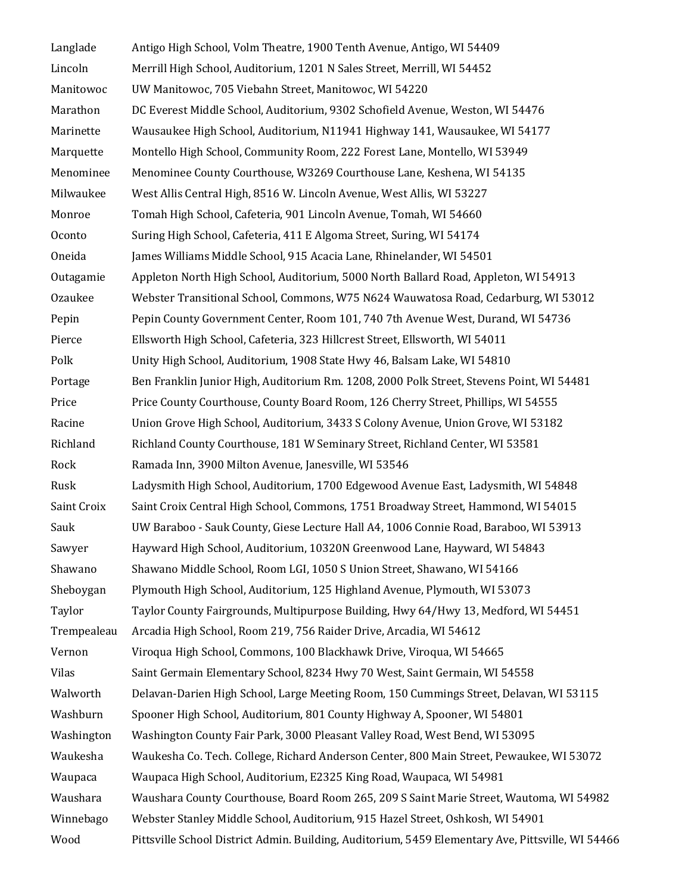| | |
|---|---|
| Langlade | Antigo High School, Volm Theatre, 1900 Tenth Avenue, Antigo, WI 54409 |
| Lincoln | Merrill High School, Auditorium, 1201 N Sales Street, Merrill, WI 54452 |
| Manitowoc | UW Manitowoc, 705 Viebahn Street, Manitowoc, WI 54220 |
| Marathon | DC Everest Middle School, Auditorium, 9302 Schofield Avenue, Weston, WI 54476 |
| Marinette | Wausaukee High School, Auditorium, N11941 Highway 141, Wausaukee, WI 54177 |
| Marquette | Montello High School, Community Room, 222 Forest Lane, Montello, WI 53949 |
| Menominee | Menominee County Courthouse, W3269 Courthouse Lane, Keshena, WI 54135 |
| Milwaukee | West Allis Central High, 8516 W. Lincoln Avenue, West Allis, WI 53227 |
| Monroe | Tomah High School, Cafeteria, 901 Lincoln Avenue, Tomah, WI 54660 |
| Oconto | Suring High School, Cafeteria, 411 E Algoma Street, Suring, WI 54174 |
| Oneida | James Williams Middle School, 915 Acacia Lane, Rhinelander, WI 54501 |
| Outagamie | Appleton North High School, Auditorium, 5000 North Ballard Road, Appleton, WI 54913 |
| Ozaukee | Webster Transitional School, Commons, W75 N624 Wauwatosa Road, Cedarburg, WI 53012 |
| Pepin | Pepin County Government Center, Room 101, 740 7th Avenue West, Durand, WI 54736 |
| Pierce | Ellsworth High School, Cafeteria, 323 Hillcrest Street, Ellsworth, WI 54011 |
| Polk | Unity High School, Auditorium, 1908 State Hwy 46, Balsam Lake, WI 54810 |
| Portage | Ben Franklin Junior High, Auditorium Rm. 1208, 2000 Polk Street, Stevens Point, WI 54481 |
| Price | Price County Courthouse, County Board Room, 126 Cherry Street, Phillips, WI 54555 |
| Racine | Union Grove High School, Auditorium, 3433 S Colony Avenue, Union Grove, WI 53182 |
| Richland | Richland County Courthouse, 181 W Seminary Street, Richland Center, WI 53581 |
| Rock | Ramada Inn, 3900 Milton Avenue, Janesville, WI 53546 |
| Rusk | Ladysmith High School, Auditorium, 1700 Edgewood Avenue East, Ladysmith, WI 54848 |
| Saint Croix | Saint Croix Central High School, Commons, 1751 Broadway Street, Hammond, WI 54015 |
| Sauk | UW Baraboo - Sauk County, Giese Lecture Hall A4, 1006 Connie Road, Baraboo, WI 53913 |
| Sawyer | Hayward High School, Auditorium, 10320N Greenwood Lane, Hayward, WI 54843 |
| Shawano | Shawano Middle School, Room LGI, 1050 S Union Street, Shawano, WI 54166 |
| Sheboygan | Plymouth High School, Auditorium, 125 Highland Avenue, Plymouth, WI 53073 |
| Taylor | Taylor County Fairgrounds, Multipurpose Building, Hwy 64/Hwy 13, Medford, WI 54451 |
| Trempealeau | Arcadia High School, Room 219, 756 Raider Drive, Arcadia, WI 54612 |
| Vernon | Viroqua High School, Commons, 100 Blackhawk Drive, Viroqua, WI 54665 |
| Vilas | Saint Germain Elementary School, 8234 Hwy 70 West, Saint Germain, WI 54558 |
| Walworth | Delavan-Darien High School, Large Meeting Room, 150 Cummings Street, Delavan, WI 53115 |
| Washburn | Spooner High School, Auditorium, 801 County Highway A, Spooner, WI 54801 |
| Washington | Washington County Fair Park, 3000 Pleasant Valley Road, West Bend, WI 53095 |
| Waukesha | Waukesha Co. Tech. College, Richard Anderson Center, 800 Main Street, Pewaukee, WI 53072 |
| Waupaca | Waupaca High School, Auditorium, E2325 King Road, Waupaca, WI 54981 |
| Waushara | Waushara County Courthouse, Board Room 265, 209 S Saint Marie Street, Wautoma, WI 54982 |
| Winnebago | Webster Stanley Middle School, Auditorium, 915 Hazel Street, Oshkosh, WI 54901 |
| Wood | Pittsville School District Admin. Building, Auditorium, 5459 Elementary Ave, Pittsville, WI 54466 |